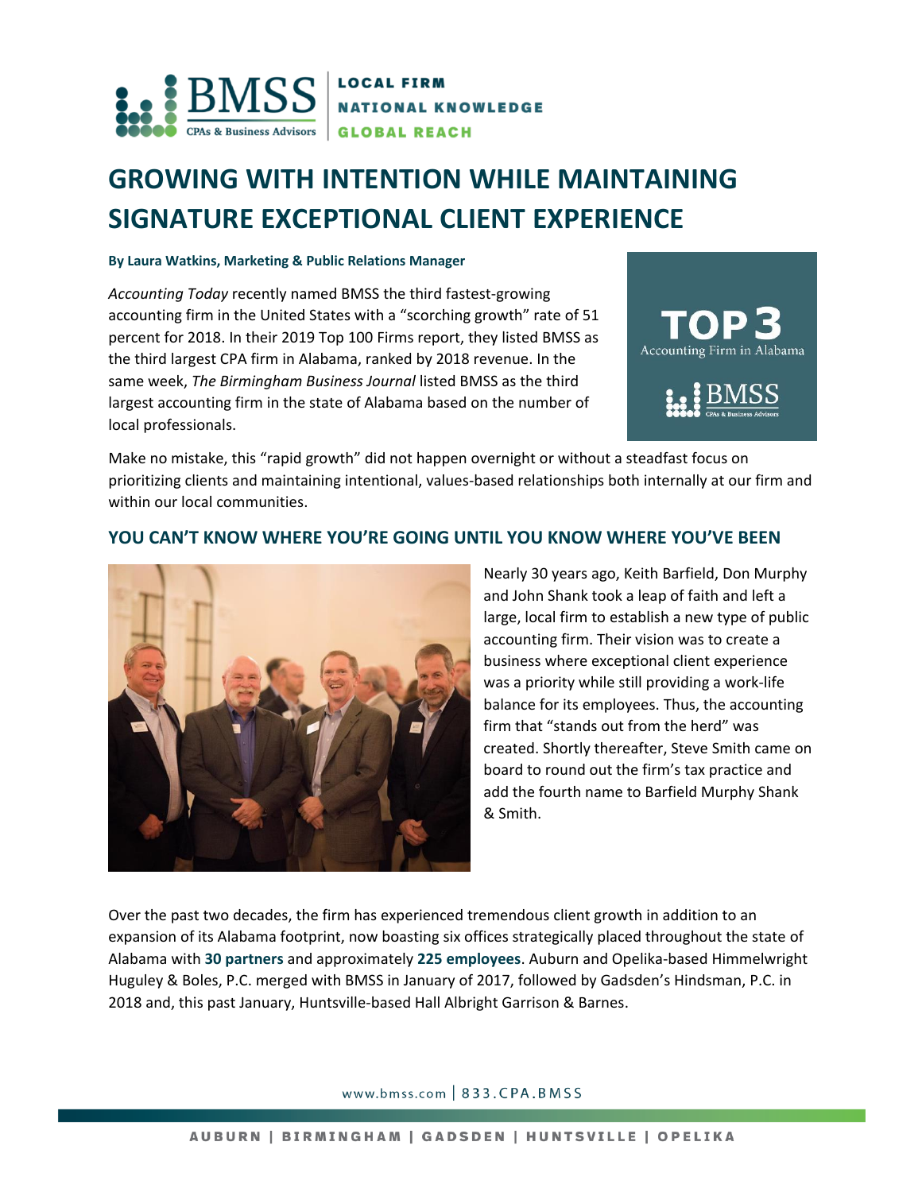# GROWING WITH INTENTION WHILE MAINTAINING SIGNATURE EXCEPTIONAL CLIENT EXPERIENCE

**By Laura Watkins, Marketing & Public Relations Manager**

*Accounting Today* recently named BMSS the third fastest-growing accounting firm in the United States with a "scorching growth" rate of 51 percent for 2018. In their 2019 Top 100 Firms report, they listed BMSS as the third largest CPA firm in Alabama, ranked by 2018 revenue. In the same week, *The Birmingham Business Journal* listed BMSS as the third largest accounting firm in the state of Alabama based on the number of local professionals.

Make no mistake, this "rapid growth" did not happen overnight or without a steadfast focus on prioritizing clients and maintaining intentional, values-based relationships both internally at our firm and within our local communities.

## YOU CAN'T KNOW WHERE YOU'RE GOING UNTIL YOU KNOW WHERE YOU'VE BEEN

Nearly 30 years ago, Keith Barfield, Don Murphy and John Shank took a leap of faith and left a large, local firm to establish a new type of public accounting firm. Their vision was to create a business where exceptional client experience was a priority while still providing a work-life balance for its employees. Thus, the accounting firm that "stands out from the herd" was created. Shortly thereafter, Steve Smith came on board to round out the firm's tax practice and add the fourth name to Barfield Murphy Shank & Smith.

Over the past two decades, the firm has experienced tremendous client growth in addition to an expansion of its Alabama footprint, now boasting six offices strategically placed throughout the state of Alabama with **30 partners** and approximately **225 employees**. Auburn and Opelika-based Himmelwright Huguley & Boles, P.C. merged with BMSS in January of 2017, followed by Gadsden's Hindsman, P.C. in 2018 and, this past January, Huntsville-based Hall Albright Garrison & Barnes.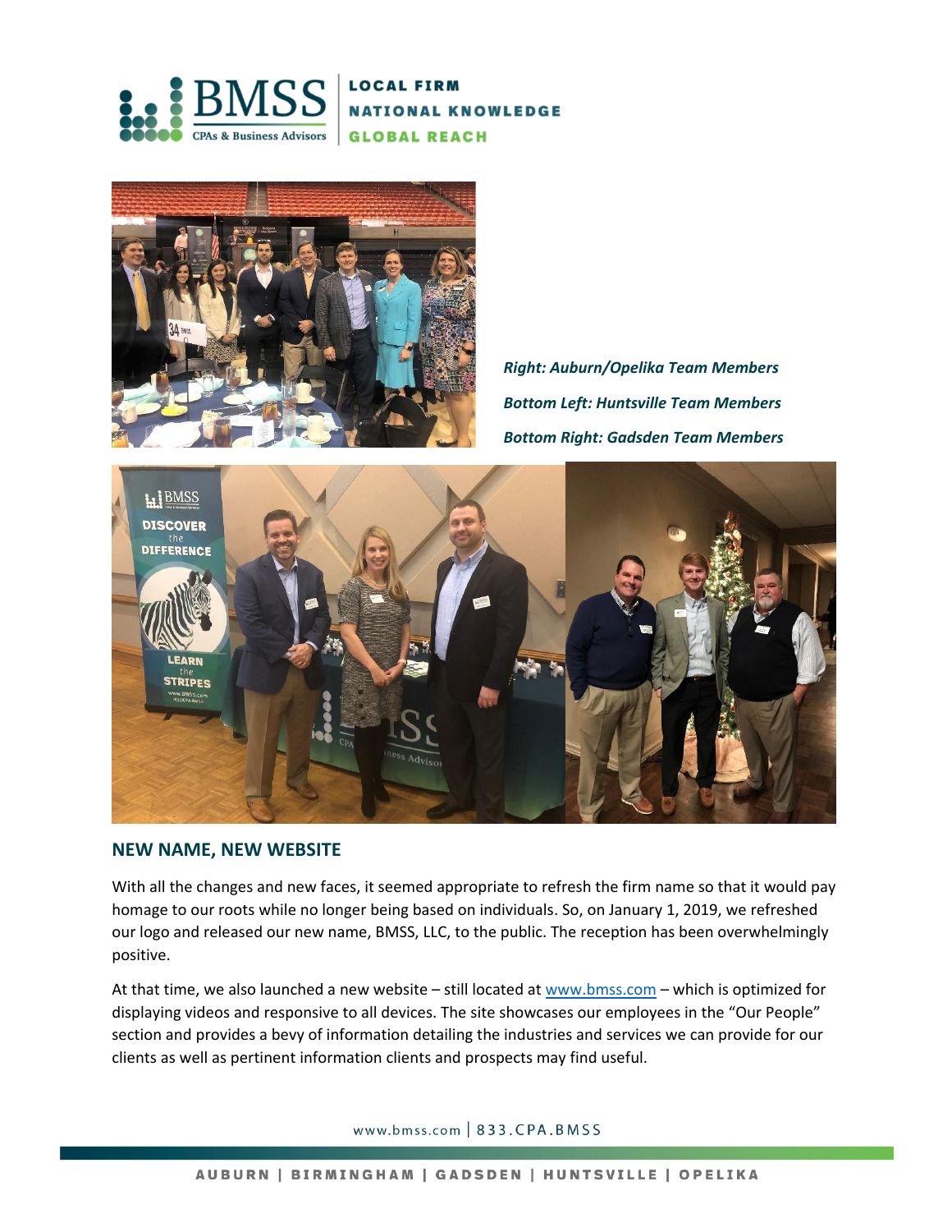*Right: Auburn/Opelika Team Members*

*Bottom Left: Huntsville Team Members*

*Bottom Right: Gadsden Team Members*

## NEW NAME, NEW WEBSITE

With all the changes and new faces, it seemed appropriate to refresh the firm name so that it would pay homage to our roots while no longer being based on individuals. So, on January 1, 2019, we refreshed our logo and released our new name, BMSS, LLC, to the public. The reception has been overwhelmingly positive.

At that time, we also launched a new website – still located at [www.bmss.com](http://www.bmss.com) – which is optimized for displaying videos and responsive to all devices. The site showcases our employees in the "Our People" section and provides a bevy of information detailing the industries and services we can provide for our clients as well as pertinent information clients and prospects may find useful.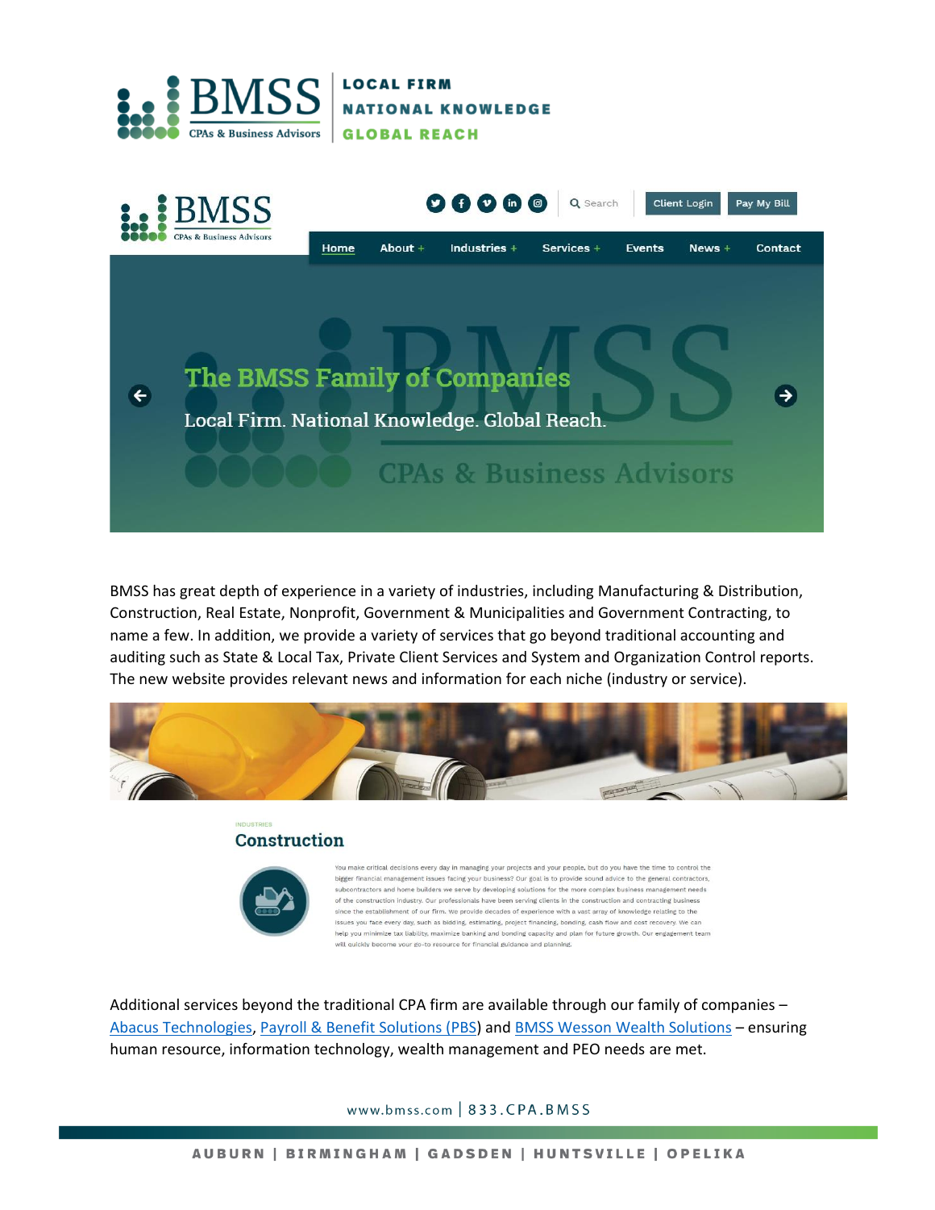BMSS has great depth of experience in a variety of industries, including Manufacturing & Distribution, Construction, Real Estate, Nonprofit, Government & Municipalities and Government Contracting, to name a few. In addition, we provide a variety of services that go beyond traditional accounting and auditing such as State & Local Tax, Private Client Services and System and Organization Control reports. The new website provides relevant news and information for each niche (industry or service).

INDUSTRIES

## Construction

You make critical decisions every day in managing your projects and your people, but do you have the time to control the bigger financial management issues facing your business? Our goal is to provide sound advice to the general contractors, subcontractors and home builders we serve by developing solutions for the more complex business management needs of the construction industry. Our professionals have been serving clients in the construction and contracting business since the establishment of our firm. We provide decades of experience with a vast array of knowledge relating to the issues you face every day, such as bidding, estimating, project financing, bonding, cash flow and cost recovery. We can help you minimize tax liability, maximize banking and bonding capacity and plan for future growth. Our engagement team will quickly become your go-to resource for financial guidance and planning.

Additional services beyond the traditional CPA firm are available through our family of companies – [Abacus Technologies](), [Payroll & Benefit Solutions (PBS)]() and [BMSS Wesson Wealth Solutions]() – ensuring human resource, information technology, wealth management and PEO needs are met.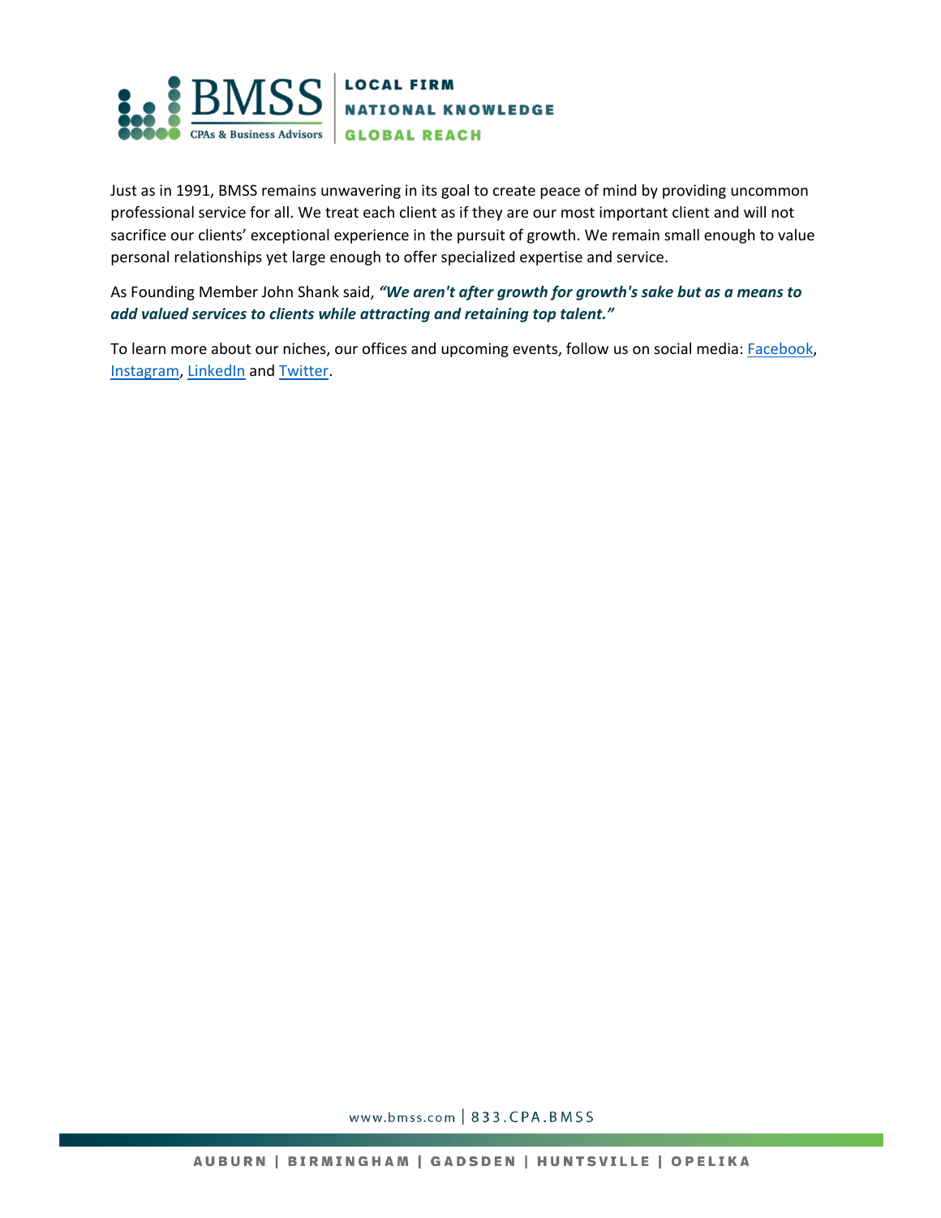Just as in 1991, BMSS remains unwavering in its goal to create peace of mind by providing uncommon professional service for all. We treat each client as if they are our most important client and will not sacrifice our clients' exceptional experience in the pursuit of growth. We remain small enough to value personal relationships yet large enough to offer specialized expertise and service.

As Founding Member John Shank said, ***"We aren't after growth for growth's sake but as a means to add valued services to clients while attracting and retaining top talent."***

To learn more about our niches, our offices and upcoming events, follow us on social media: Facebook, Instagram, LinkedIn and Twitter.